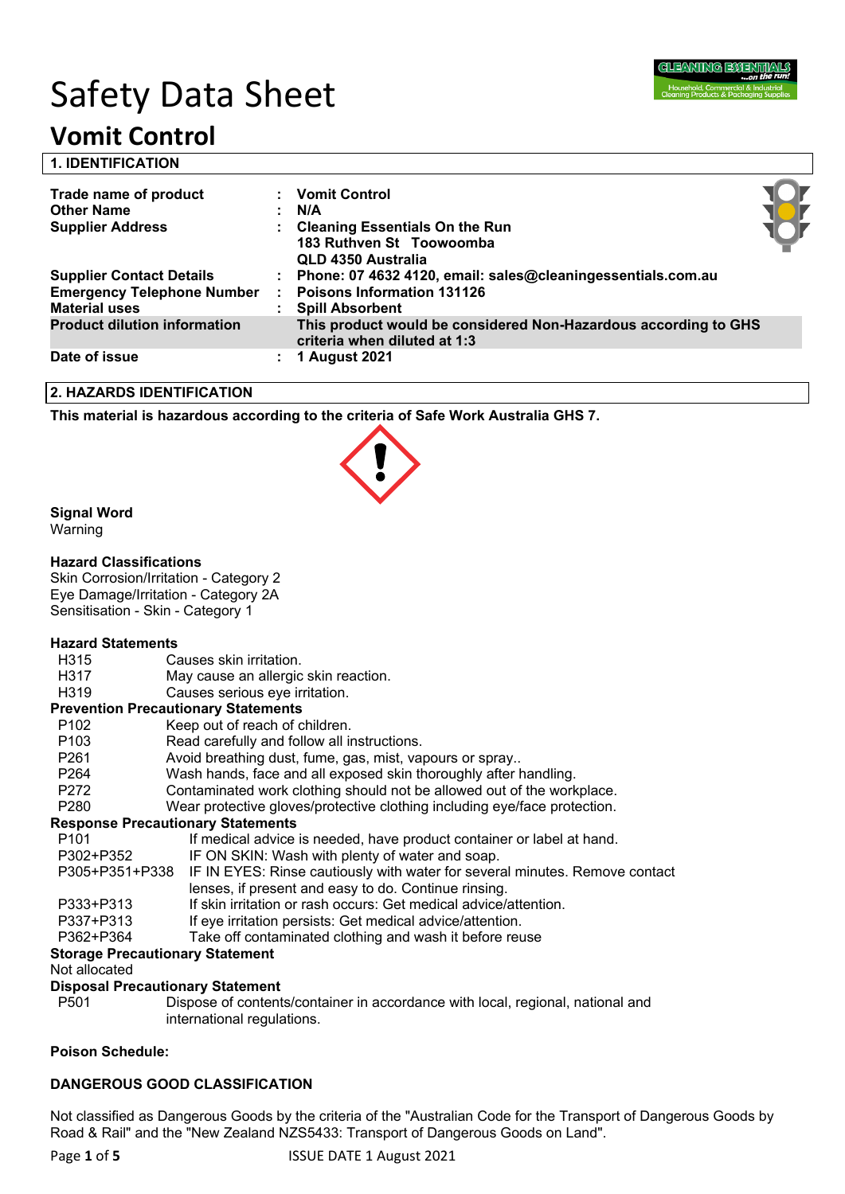# Safety Data Sheet

# Vomit Control

## 1. IDENTIFICATION

| | | |
|---|---|---|
| **Trade name of product** | : | **Vomit Control** |
| **Other Name** | : | **N/A** |
| **Supplier Address** | : | **Cleaning Essentials On the Run**<br>**183 Ruthven St Toowoomba**<br>**QLD 4350 Australia** |
| **Supplier Contact Details** | : | **Phone: 07 4632 4120, email: sales@cleaningessentials.com.au** |
| **Emergency Telephone Number** | : | **Poisons Information 131126** |
| **Material uses** | : | **Spill Absorbent** |
| **Product dilution information** | | **This product would be considered Non-Hazardous according to GHS criteria when diluted at 1:3** |
| **Date of issue** | : | **1 August 2021** |

## 2. HAZARDS IDENTIFICATION

**This material is hazardous according to the criteria of Safe Work Australia GHS 7.**

**Signal Word**
Warning

**Hazard Classifications**
Skin Corrosion/Irritation - Category 2
Eye Damage/Irritation - Category 2A
Sensitisation - Skin - Category 1

**Hazard Statements**

| | |
|---|---|
| H315 | Causes skin irritation. |
| H317 | May cause an allergic skin reaction. |
| H319 | Causes serious eye irritation. |

**Prevention Precautionary Statements**

| | |
|---|---|
| P102 | Keep out of reach of children. |
| P103 | Read carefully and follow all instructions. |
| P261 | Avoid breathing dust, fume, gas, mist, vapours or spray.. |
| P264 | Wash hands, face and all exposed skin thoroughly after handling. |
| P272 | Contaminated work clothing should not be allowed out of the workplace. |
| P280 | Wear protective gloves/protective clothing including eye/face protection. |

**Response Precautionary Statements**

| | |
|---|---|
| P101 | If medical advice is needed, have product container or label at hand. |
| P302+P352 | IF ON SKIN: Wash with plenty of water and soap. |
| P305+P351+P338 | IF IN EYES: Rinse cautiously with water for several minutes. Remove contact lenses, if present and easy to do. Continue rinsing. |
| P333+P313 | If skin irritation or rash occurs: Get medical advice/attention. |
| P337+P313 | If eye irritation persists: Get medical advice/attention. |
| P362+P364 | Take off contaminated clothing and wash it before reuse |

**Storage Precautionary Statement**
Not allocated

**Disposal Precautionary Statement**

| | |
|---|---|
| P501 | Dispose of contents/container in accordance with local, regional, national and international regulations. |

**Poison Schedule:**

**DANGEROUS GOOD CLASSIFICATION**

Not classified as Dangerous Goods by the criteria of the "Australian Code for the Transport of Dangerous Goods by Road & Rail" and the "New Zealand NZS5433: Transport of Dangerous Goods on Land".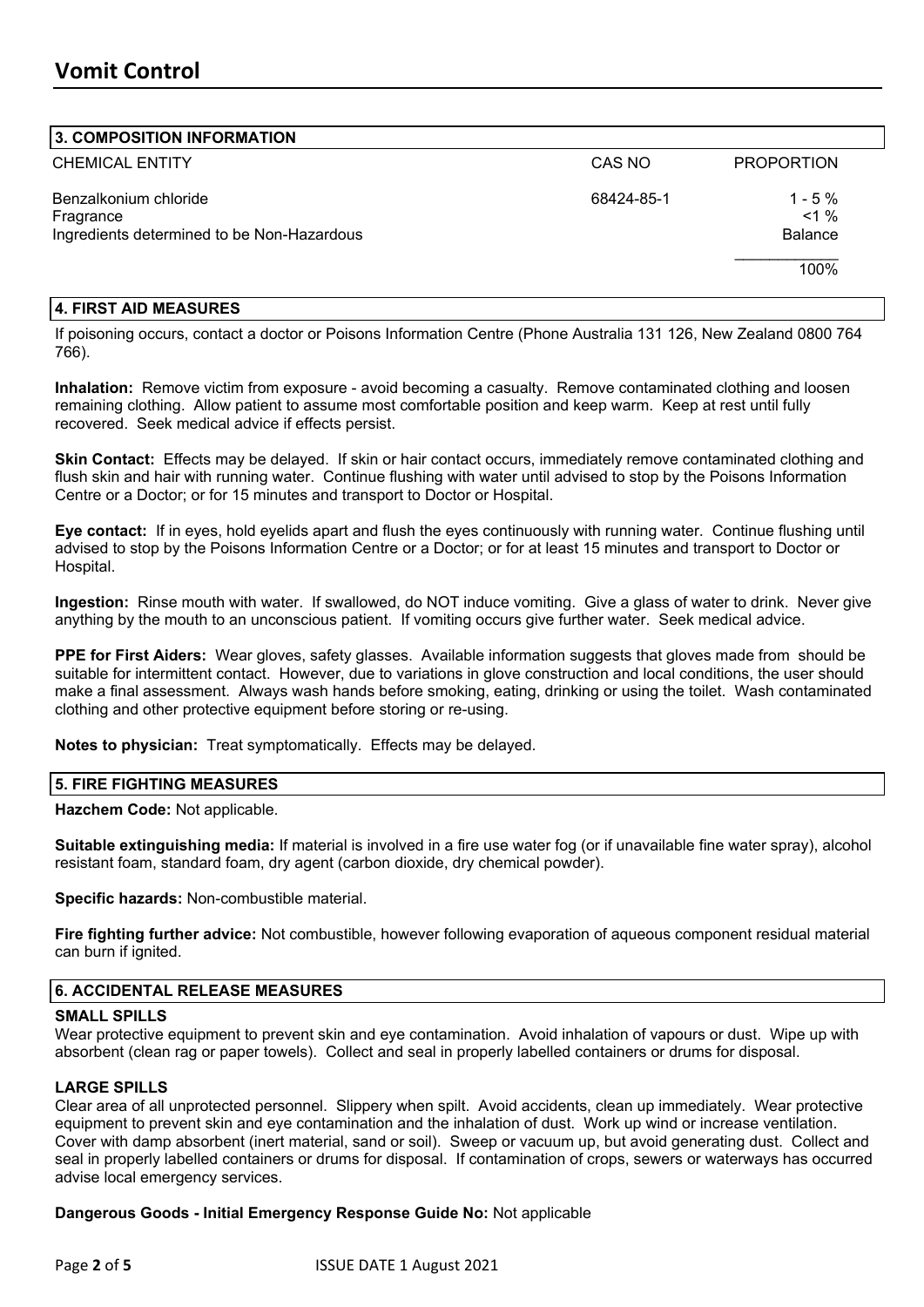## 3. COMPOSITION INFORMATION

| CHEMICAL ENTITY | CAS NO | PROPORTION |
|---|---|---|
| Benzalkonium chloride | 68424-85-1 | 1 - 5 % |
| Fragrance | | <1 % |
| Ingredients determined to be Non-Hazardous | | Balance |
| | | 100% |

## 4. FIRST AID MEASURES

If poisoning occurs, contact a doctor or Poisons Information Centre (Phone Australia 131 126, New Zealand 0800 764 766).

**Inhalation:** Remove victim from exposure - avoid becoming a casualty. Remove contaminated clothing and loosen remaining clothing. Allow patient to assume most comfortable position and keep warm. Keep at rest until fully recovered. Seek medical advice if effects persist.

**Skin Contact:** Effects may be delayed. If skin or hair contact occurs, immediately remove contaminated clothing and flush skin and hair with running water. Continue flushing with water until advised to stop by the Poisons Information Centre or a Doctor; or for 15 minutes and transport to Doctor or Hospital.

**Eye contact:** If in eyes, hold eyelids apart and flush the eyes continuously with running water. Continue flushing until advised to stop by the Poisons Information Centre or a Doctor; or for at least 15 minutes and transport to Doctor or Hospital.

**Ingestion:** Rinse mouth with water. If swallowed, do NOT induce vomiting. Give a glass of water to drink. Never give anything by the mouth to an unconscious patient. If vomiting occurs give further water. Seek medical advice.

**PPE for First Aiders:** Wear gloves, safety glasses. Available information suggests that gloves made from should be suitable for intermittent contact. However, due to variations in glove construction and local conditions, the user should make a final assessment. Always wash hands before smoking, eating, drinking or using the toilet. Wash contaminated clothing and other protective equipment before storing or re-using.

**Notes to physician:** Treat symptomatically. Effects may be delayed.

## 5. FIRE FIGHTING MEASURES

**Hazchem Code:** Not applicable.

**Suitable extinguishing media:** If material is involved in a fire use water fog (or if unavailable fine water spray), alcohol resistant foam, standard foam, dry agent (carbon dioxide, dry chemical powder).

**Specific hazards:** Non-combustible material.

**Fire fighting further advice:** Not combustible, however following evaporation of aqueous component residual material can burn if ignited.

## 6. ACCIDENTAL RELEASE MEASURES

### SMALL SPILLS

Wear protective equipment to prevent skin and eye contamination. Avoid inhalation of vapours or dust. Wipe up with absorbent (clean rag or paper towels). Collect and seal in properly labelled containers or drums for disposal.

### LARGE SPILLS

Clear area of all unprotected personnel. Slippery when spilt. Avoid accidents, clean up immediately. Wear protective equipment to prevent skin and eye contamination and the inhalation of dust. Work up wind or increase ventilation. Cover with damp absorbent (inert material, sand or soil). Sweep or vacuum up, but avoid generating dust. Collect and seal in properly labelled containers or drums for disposal. If contamination of crops, sewers or waterways has occurred advise local emergency services.

**Dangerous Goods - Initial Emergency Response Guide No:** Not applicable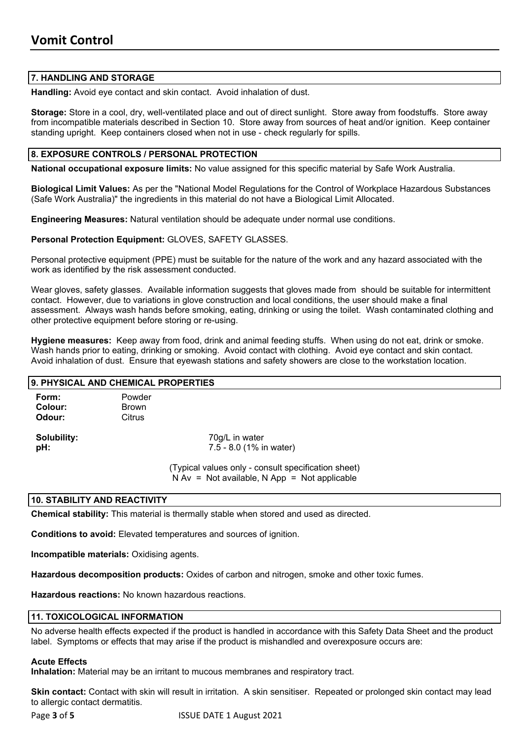# Vomit Control

## 7. HANDLING AND STORAGE

**Handling:** Avoid eye contact and skin contact. Avoid inhalation of dust.

**Storage:** Store in a cool, dry, well-ventilated place and out of direct sunlight. Store away from foodstuffs. Store away from incompatible materials described in Section 10. Store away from sources of heat and/or ignition. Keep container standing upright. Keep containers closed when not in use - check regularly for spills.

## 8. EXPOSURE CONTROLS / PERSONAL PROTECTION

**National occupational exposure limits:** No value assigned for this specific material by Safe Work Australia.

**Biological Limit Values:** As per the "National Model Regulations for the Control of Workplace Hazardous Substances (Safe Work Australia)" the ingredients in this material do not have a Biological Limit Allocated.

**Engineering Measures:** Natural ventilation should be adequate under normal use conditions.

**Personal Protection Equipment:** GLOVES, SAFETY GLASSES.

Personal protective equipment (PPE) must be suitable for the nature of the work and any hazard associated with the work as identified by the risk assessment conducted.

Wear gloves, safety glasses. Available information suggests that gloves made from should be suitable for intermittent contact. However, due to variations in glove construction and local conditions, the user should make a final assessment. Always wash hands before smoking, eating, drinking or using the toilet. Wash contaminated clothing and other protective equipment before storing or re-using.

**Hygiene measures:** Keep away from food, drink and animal feeding stuffs. When using do not eat, drink or smoke. Wash hands prior to eating, drinking or smoking. Avoid contact with clothing. Avoid eye contact and skin contact. Avoid inhalation of dust. Ensure that eyewash stations and safety showers are close to the workstation location.

## 9. PHYSICAL AND CHEMICAL PROPERTIES

**Form:** Powder
**Colour:** Brown
**Odour:** Citrus

**Solubility:** 70g/L in water
**pH:** 7.5 - 8.0 (1% in water)

(Typical values only - consult specification sheet)
N Av = Not available, N App = Not applicable

## 10. STABILITY AND REACTIVITY

**Chemical stability:** This material is thermally stable when stored and used as directed.

**Conditions to avoid:** Elevated temperatures and sources of ignition.

**Incompatible materials:** Oxidising agents.

**Hazardous decomposition products:** Oxides of carbon and nitrogen, smoke and other toxic fumes.

**Hazardous reactions:** No known hazardous reactions.

## 11. TOXICOLOGICAL INFORMATION

No adverse health effects expected if the product is handled in accordance with this Safety Data Sheet and the product label. Symptoms or effects that may arise if the product is mishandled and overexposure occurs are:

**Acute Effects**
**Inhalation:** Material may be an irritant to mucous membranes and respiratory tract.

**Skin contact:** Contact with skin will result in irritation. A skin sensitiser. Repeated or prolonged skin contact may lead to allergic contact dermatitis.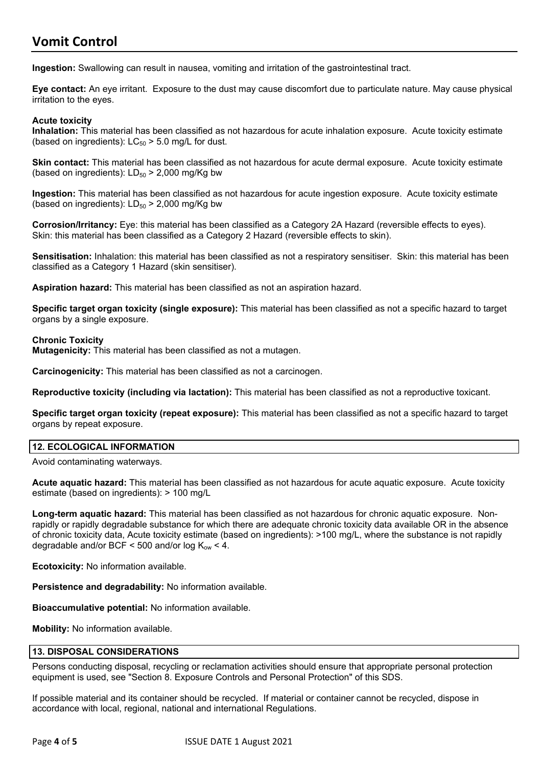**Ingestion:** Swallowing can result in nausea, vomiting and irritation of the gastrointestinal tract.

**Eye contact:** An eye irritant. Exposure to the dust may cause discomfort due to particulate nature. May cause physical irritation to the eyes.

**Acute toxicity**

**Inhalation:** This material has been classified as not hazardous for acute inhalation exposure. Acute toxicity estimate (based on ingredients): $LC_{50}$ > 5.0 mg/L for dust.

**Skin contact:** This material has been classified as not hazardous for acute dermal exposure. Acute toxicity estimate (based on ingredients): $LD_{50}$ > 2,000 mg/Kg bw

**Ingestion:** This material has been classified as not hazardous for acute ingestion exposure. Acute toxicity estimate (based on ingredients): $LD_{50}$ > 2,000 mg/Kg bw

**Corrosion/Irritancy:** Eye: this material has been classified as a Category 2A Hazard (reversible effects to eyes). Skin: this material has been classified as a Category 2 Hazard (reversible effects to skin).

**Sensitisation:** Inhalation: this material has been classified as not a respiratory sensitiser. Skin: this material has been classified as a Category 1 Hazard (skin sensitiser).

**Aspiration hazard:** This material has been classified as not an aspiration hazard.

**Specific target organ toxicity (single exposure):** This material has been classified as not a specific hazard to target organs by a single exposure.

**Chronic Toxicity**

**Mutagenicity:** This material has been classified as not a mutagen.

**Carcinogenicity:** This material has been classified as not a carcinogen.

**Reproductive toxicity (including via lactation):** This material has been classified as not a reproductive toxicant.

**Specific target organ toxicity (repeat exposure):** This material has been classified as not a specific hazard to target organs by repeat exposure.

## 12. ECOLOGICAL INFORMATION

Avoid contaminating waterways.

**Acute aquatic hazard:** This material has been classified as not hazardous for acute aquatic exposure. Acute toxicity estimate (based on ingredients): > 100 mg/L

**Long-term aquatic hazard:** This material has been classified as not hazardous for chronic aquatic exposure. Non-rapidly or rapidly degradable substance for which there are adequate chronic toxicity data available OR in the absence of chronic toxicity data, Acute toxicity estimate (based on ingredients): >100 mg/L, where the substance is not rapidly degradable and/or BCF < 500 and/or log $K_{ow}$ < 4.

**Ecotoxicity:** No information available.

**Persistence and degradability:** No information available.

**Bioaccumulative potential:** No information available.

**Mobility:** No information available.

## 13. DISPOSAL CONSIDERATIONS

Persons conducting disposal, recycling or reclamation activities should ensure that appropriate personal protection equipment is used, see "Section 8. Exposure Controls and Personal Protection" of this SDS.

If possible material and its container should be recycled. If material or container cannot be recycled, dispose in accordance with local, regional, national and international Regulations.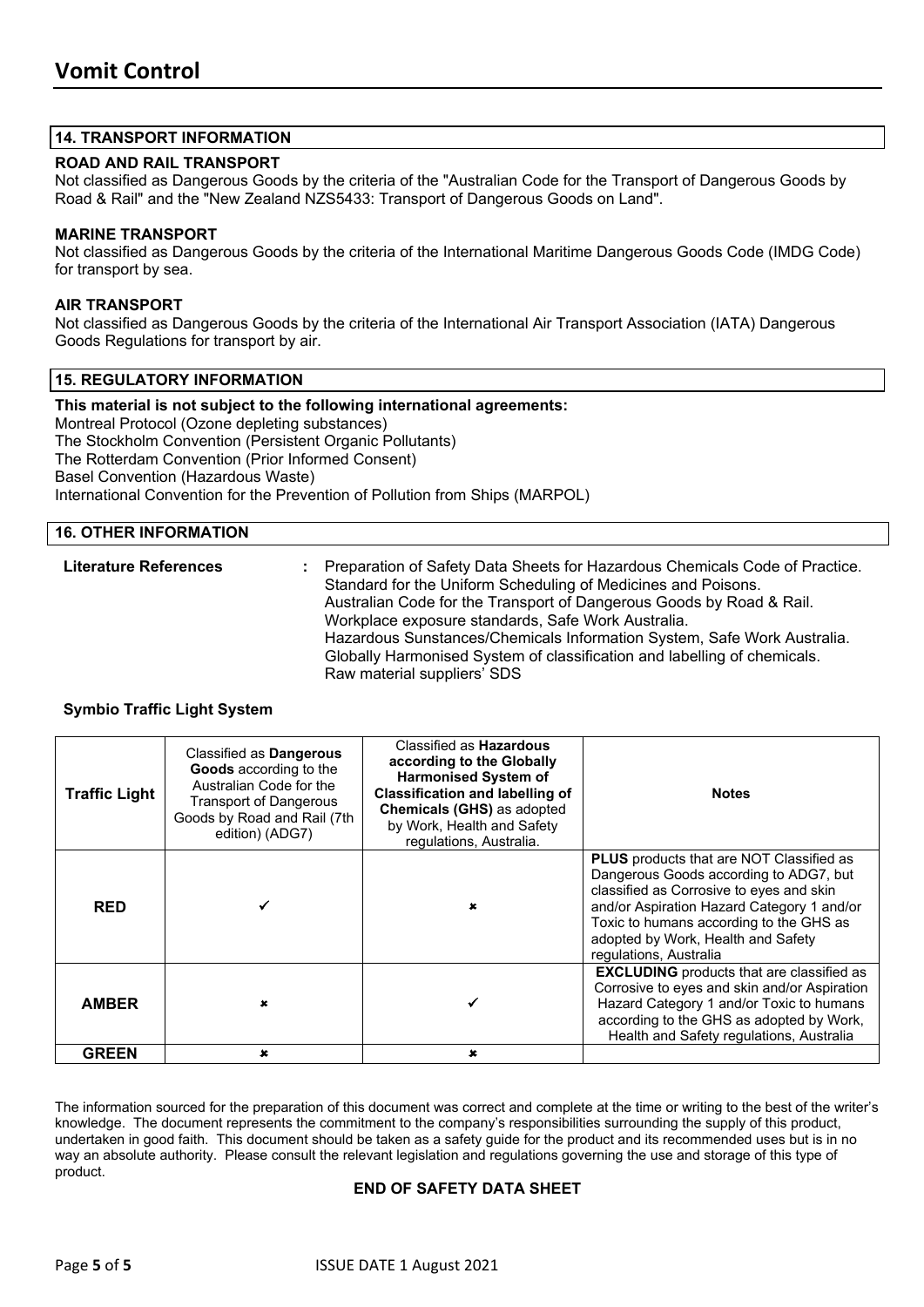## 14. TRANSPORT INFORMATION

**ROAD AND RAIL TRANSPORT**

Not classified as Dangerous Goods by the criteria of the "Australian Code for the Transport of Dangerous Goods by Road & Rail" and the "New Zealand NZS5433: Transport of Dangerous Goods on Land".

**MARINE TRANSPORT**

Not classified as Dangerous Goods by the criteria of the International Maritime Dangerous Goods Code (IMDG Code) for transport by sea.

**AIR TRANSPORT**

Not classified as Dangerous Goods by the criteria of the International Air Transport Association (IATA) Dangerous Goods Regulations for transport by air.

## 15. REGULATORY INFORMATION

**This material is not subject to the following international agreements:**

Montreal Protocol (Ozone depleting substances)
The Stockholm Convention (Persistent Organic Pollutants)
The Rotterdam Convention (Prior Informed Consent)
Basel Convention (Hazardous Waste)
International Convention for the Prevention of Pollution from Ships (MARPOL)

## 16. OTHER INFORMATION

**Literature References** : Preparation of Safety Data Sheets for Hazardous Chemicals Code of Practice.
Standard for the Uniform Scheduling of Medicines and Poisons.
Australian Code for the Transport of Dangerous Goods by Road & Rail.
Workplace exposure standards, Safe Work Australia.
Hazardous Sunstances/Chemicals Information System, Safe Work Australia.
Globally Harmonised System of classification and labelling of chemicals.
Raw material suppliers' SDS

**Symbio Traffic Light System**

| Traffic Light | Classified as **Dangerous Goods** according to the Australian Code for the Transport of Dangerous Goods by Road and Rail (7th edition) (ADG7) | Classified as **Hazardous according to the Globally Harmonised System of Classification and labelling of Chemicals (GHS)** as adopted by Work, Health and Safety regulations, Australia. | Notes |
|---|---|---|---|
| **RED** | ✓ | ✗ | **PLUS** products that are NOT Classified as Dangerous Goods according to ADG7, but classified as Corrosive to eyes and skin and/or Aspiration Hazard Category 1 and/or Toxic to humans according to the GHS as adopted by Work, Health and Safety regulations, Australia |
| **AMBER** | ✗ | ✓ | **EXCLUDING** products that are classified as Corrosive to eyes and skin and/or Aspiration Hazard Category 1 and/or Toxic to humans according to the GHS as adopted by Work, Health and Safety regulations, Australia |
| **GREEN** | ✗ | ✗ | |

The information sourced for the preparation of this document was correct and complete at the time or writing to the best of the writer's knowledge. The document represents the commitment to the company's responsibilities surrounding the supply of this product, undertaken in good faith. This document should be taken as a safety guide for the product and its recommended uses but is in no way an absolute authority. Please consult the relevant legislation and regulations governing the use and storage of this type of product.

**END OF SAFETY DATA SHEET**